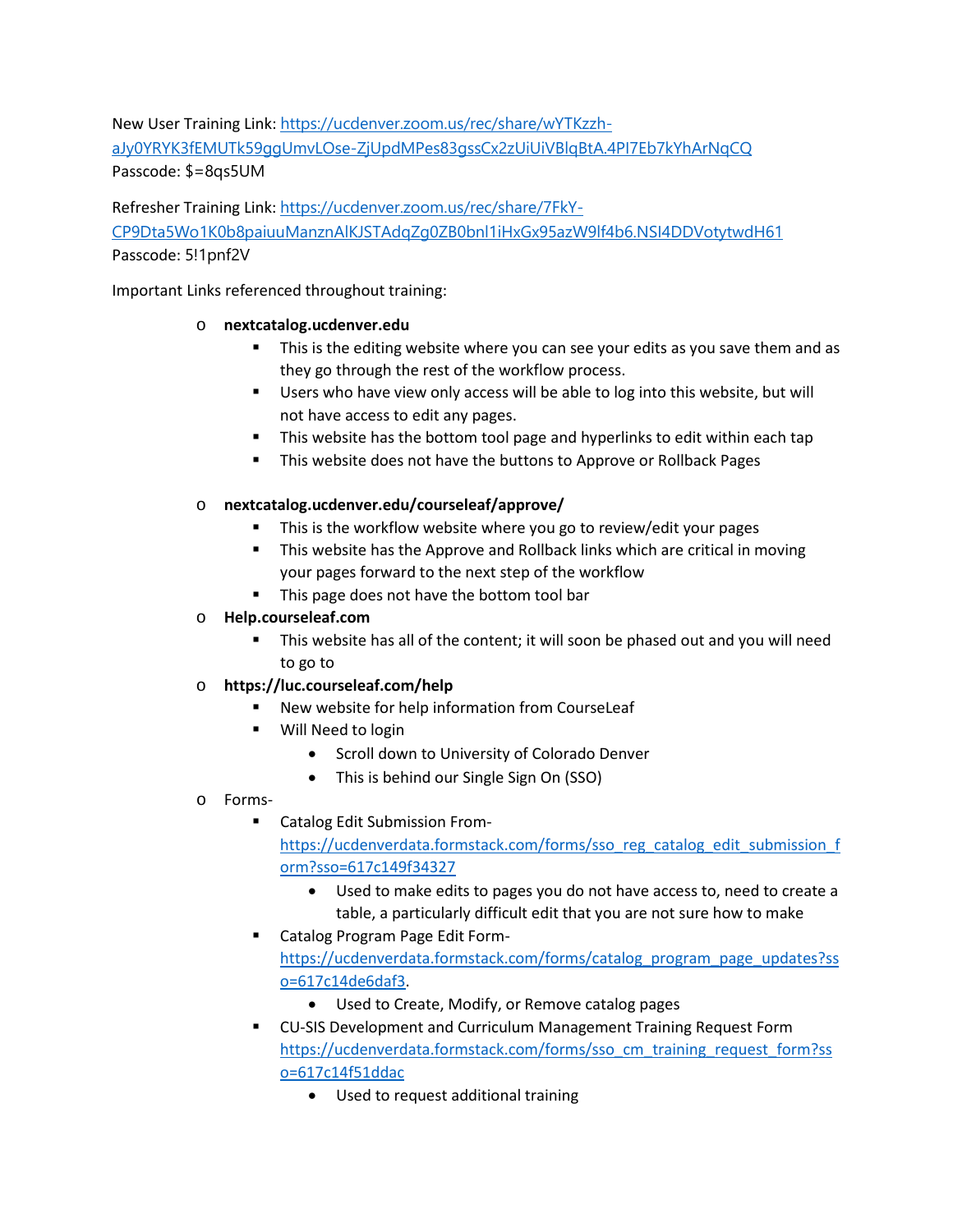New User Training Link: [https://ucdenver.zoom.us/rec/share/wYTKzzh-aJy0YRYK3fEMUTk59ggUmvLOse-ZjUpdMPes83gssCx2zUiUiVBlqBtA.4PI7Eb7kYhArNqCQ](https://ucdenver.zoom.us/rec/share/wYTKzzh-aJy0YRYK3fEMUTk59ggUmvLOse-ZjUpdMPes83gssCx2zUiUiVBlqBtA.4PI7Eb7kYhArNqCQ)
Passcode: $=8qs5UM

Refresher Training Link: [https://ucdenver.zoom.us/rec/share/7FkY-CP9Dta5Wo1K0b8paiuuManznAlKJSTAdqZg0ZB0bnl1iHxGx95azW9lf4b6.NSI4DDVotytwdH61](https://ucdenver.zoom.us/rec/share/7FkY-CP9Dta5Wo1K0b8paiuuManznAlKJSTAdqZg0ZB0bnl1iHxGx95azW9lf4b6.NSI4DDVotytwdH61)
Passcode: 5!1pnf2V

Important Links referenced throughout training:

- **nextcatalog.ucdenver.edu**
  - This is the editing website where you can see your edits as you save them and as they go through the rest of the workflow process.
  - Users who have view only access will be able to log into this website, but will not have access to edit any pages.
  - This website has the bottom tool page and hyperlinks to edit within each tap
  - This website does not have the buttons to Approve or Rollback Pages

- **nextcatalog.ucdenver.edu/courseleaf/approve/**
  - This is the workflow website where you go to review/edit your pages
  - This website has the Approve and Rollback links which are critical in moving your pages forward to the next step of the workflow
  - This page does not have the bottom tool bar
- **Help.courseleaf.com**
  - This website has all of the content; it will soon be phased out and you will need to go to
- **https://luc.courseleaf.com/help**
  - New website for help information from CourseLeaf
  - Will Need to login
    - Scroll down to University of Colorado Denver
    - This is behind our Single Sign On (SSO)
- Forms-
  - Catalog Edit Submission From- [https://ucdenverdata.formstack.com/forms/sso_reg_catalog_edit_submission_form?sso=617c149f34327](https://ucdenverdata.formstack.com/forms/sso_reg_catalog_edit_submission_form?sso=617c149f34327)
    - Used to make edits to pages you do not have access to, need to create a table, a particularly difficult edit that you are not sure how to make
  - Catalog Program Page Edit Form- [https://ucdenverdata.formstack.com/forms/catalog_program_page_updates?sso=617c14de6daf3](https://ucdenverdata.formstack.com/forms/catalog_program_page_updates?sso=617c14de6daf3).
    - Used to Create, Modify, or Remove catalog pages
  - CU-SIS Development and Curriculum Management Training Request Form [https://ucdenverdata.formstack.com/forms/sso_cm_training_request_form?sso=617c14f51ddac](https://ucdenverdata.formstack.com/forms/sso_cm_training_request_form?sso=617c14f51ddac)
    - Used to request additional training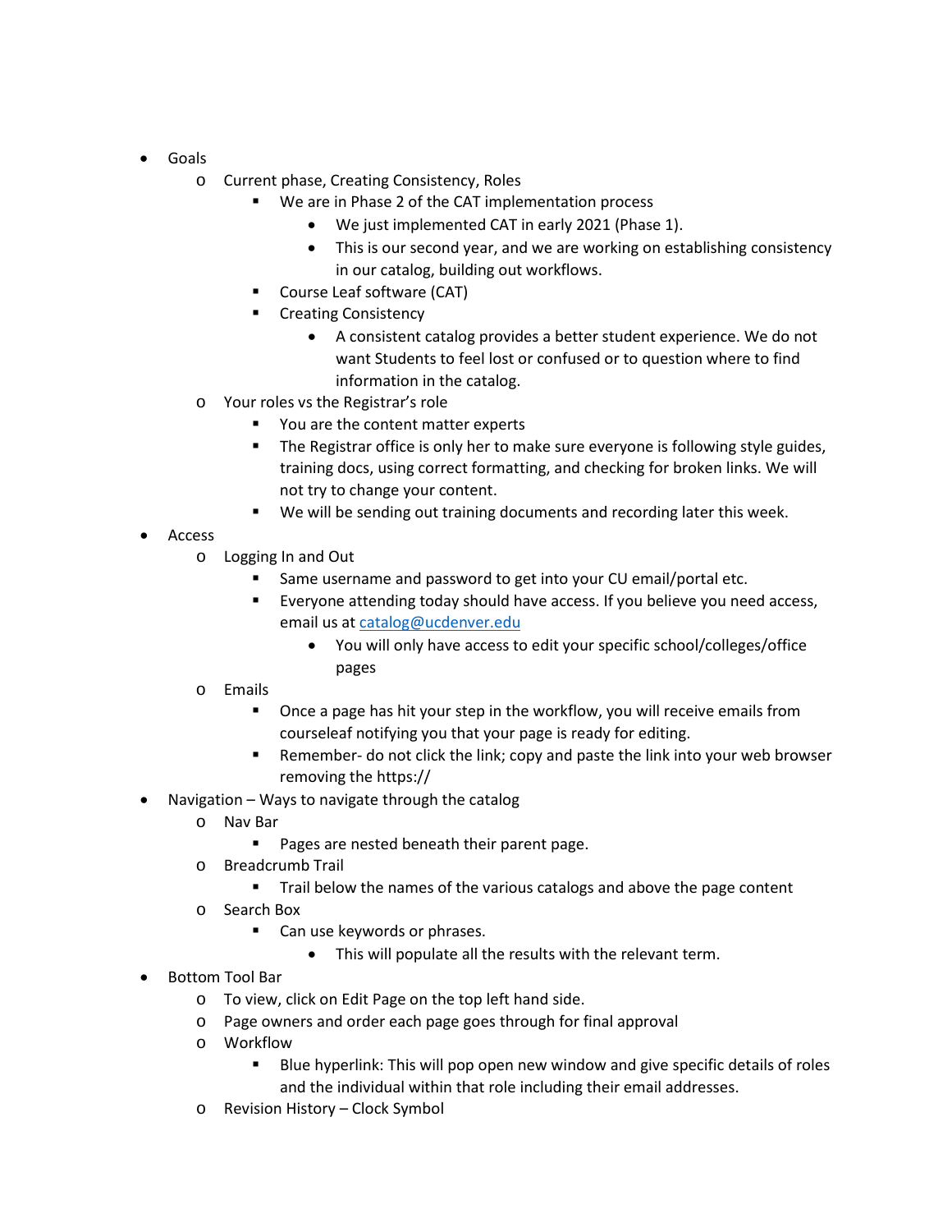- Goals
    - Current phase, Creating Consistency, Roles
        - We are in Phase 2 of the CAT implementation process
            - We just implemented CAT in early 2021 (Phase 1).
            - This is our second year, and we are working on establishing consistency in our catalog, building out workflows.
        - Course Leaf software (CAT)
        - Creating Consistency
            - A consistent catalog provides a better student experience. We do not want Students to feel lost or confused or to question where to find information in the catalog.
    - Your roles vs the Registrar's role
        - You are the content matter experts
        - The Registrar office is only her to make sure everyone is following style guides, training docs, using correct formatting, and checking for broken links. We will not try to change your content.
        - We will be sending out training documents and recording later this week.
- Access
    - Logging In and Out
        - Same username and password to get into your CU email/portal etc.
        - Everyone attending today should have access. If you believe you need access, email us at [catalog@ucdenver.edu](mailto:catalog@ucdenver.edu)
            - You will only have access to edit your specific school/colleges/office pages
    - Emails
        - Once a page has hit your step in the workflow, you will receive emails from courseleaf notifying you that your page is ready for editing.
        - Remember- do not click the link; copy and paste the link into your web browser removing the https://
- Navigation – Ways to navigate through the catalog
    - Nav Bar
        - Pages are nested beneath their parent page.
    - Breadcrumb Trail
        - Trail below the names of the various catalogs and above the page content
    - Search Box
        - Can use keywords or phrases.
            - This will populate all the results with the relevant term.
- Bottom Tool Bar
    - To view, click on Edit Page on the top left hand side.
    - Page owners and order each page goes through for final approval
    - Workflow
        - Blue hyperlink: This will pop open new window and give specific details of roles and the individual within that role including their email addresses.
    - Revision History – Clock Symbol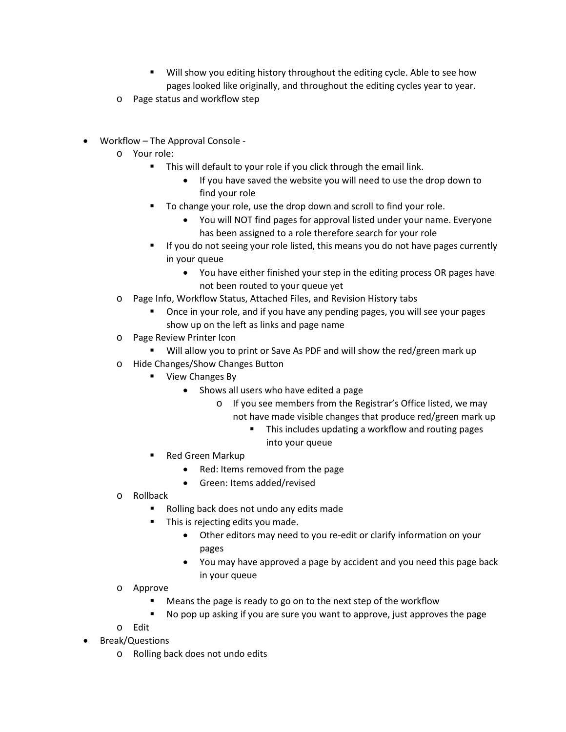- Will show you editing history throughout the editing cycle. Able to see how pages looked like originally, and throughout the editing cycles year to year.
  - Page status and workflow step

- Workflow – The Approval Console -
  - Your role:
    - This will default to your role if you click through the email link.
      - If you have saved the website you will need to use the drop down to find your role
    - To change your role, use the drop down and scroll to find your role.
      - You will NOT find pages for approval listed under your name. Everyone has been assigned to a role therefore search for your role
    - If you do not seeing your role listed, this means you do not have pages currently in your queue
      - You have either finished your step in the editing process OR pages have not been routed to your queue yet
  - Page Info, Workflow Status, Attached Files, and Revision History tabs
    - Once in your role, and if you have any pending pages, you will see your pages show up on the left as links and page name
  - Page Review Printer Icon
    - Will allow you to print or Save As PDF and will show the red/green mark up
  - Hide Changes/Show Changes Button
    - View Changes By
      - Shows all users who have edited a page
        - If you see members from the Registrar's Office listed, we may not have made visible changes that produce red/green mark up
          - This includes updating a workflow and routing pages into your queue
    - Red Green Markup
      - Red: Items removed from the page
      - Green: Items added/revised
  - Rollback
    - Rolling back does not undo any edits made
    - This is rejecting edits you made.
      - Other editors may need to you re-edit or clarify information on your pages
      - You may have approved a page by accident and you need this page back in your queue
  - Approve
    - Means the page is ready to go on to the next step of the workflow
    - No pop up asking if you are sure you want to approve, just approves the page
  - Edit
- Break/Questions
  - Rolling back does not undo edits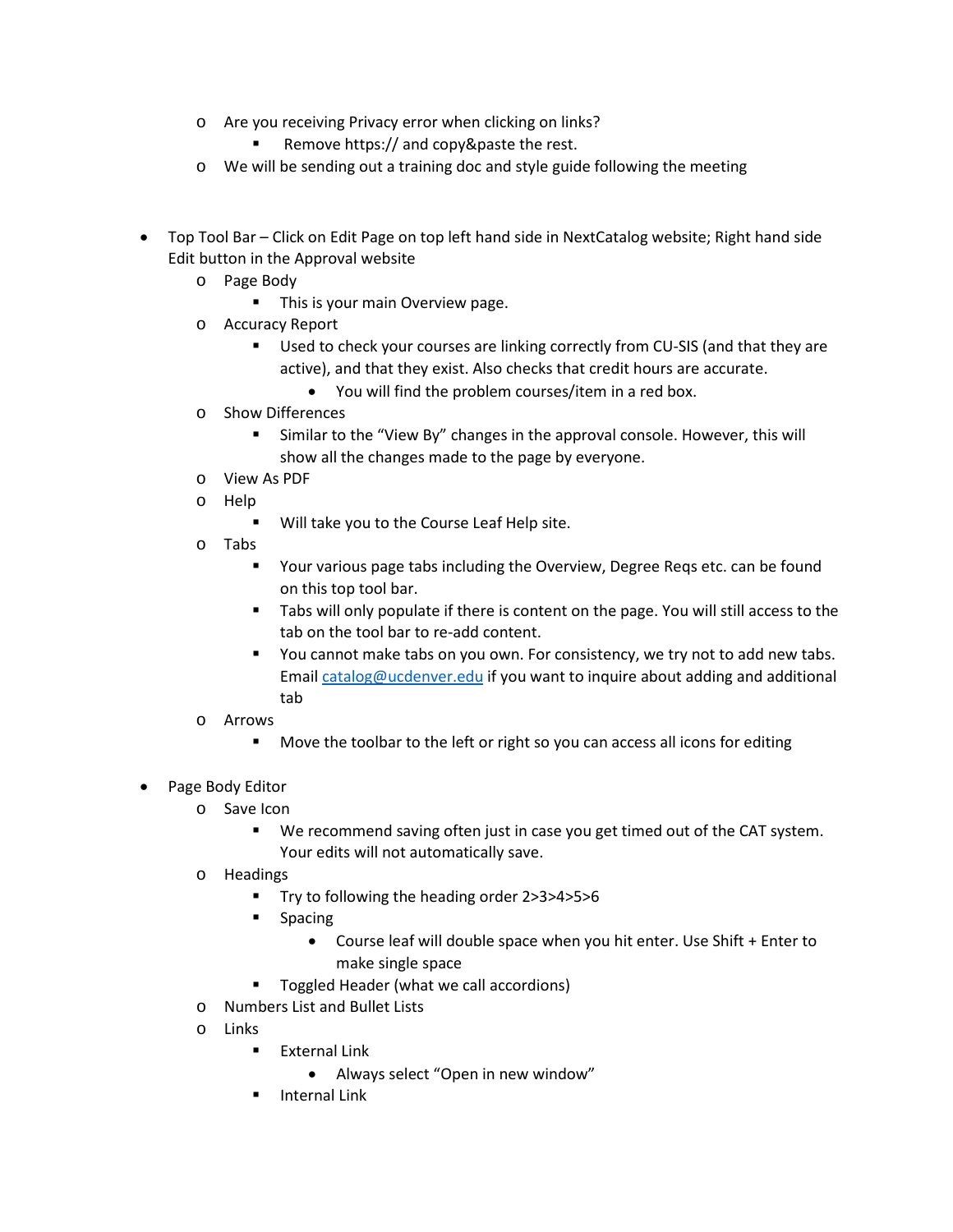- Are you receiving Privacy error when clicking on links?
  - Remove https:// and copy&paste the rest.
- We will be sending out a training doc and style guide following the meeting

* Top Tool Bar – Click on Edit Page on top left hand side in NextCatalog website; Right hand side Edit button in the Approval website
  - Page Body
    - This is your main Overview page.
  - Accuracy Report
    - Used to check your courses are linking correctly from CU-SIS (and that they are active), and that they exist. Also checks that credit hours are accurate.
      - You will find the problem courses/item in a red box.
  - Show Differences
    - Similar to the "View By" changes in the approval console. However, this will show all the changes made to the page by everyone.
  - View As PDF
  - Help
    - Will take you to the Course Leaf Help site.
  - Tabs
    - Your various page tabs including the Overview, Degree Reqs etc. can be found on this top tool bar.
    - Tabs will only populate if there is content on the page. You will still access to the tab on the tool bar to re-add content.
    - You cannot make tabs on you own. For consistency, we try not to add new tabs. Email catalog@ucdenver.edu if you want to inquire about adding and additional tab
  - Arrows
    - Move the toolbar to the left or right so you can access all icons for editing

* Page Body Editor
  - Save Icon
    - We recommend saving often just in case you get timed out of the CAT system. Your edits will not automatically save.
  - Headings
    - Try to following the heading order 2>3>4>5>6
    - Spacing
      - Course leaf will double space when you hit enter. Use Shift + Enter to make single space
    - Toggled Header (what we call accordions)
  - Numbers List and Bullet Lists
  - Links
    - External Link
      - Always select "Open in new window"
    - Internal Link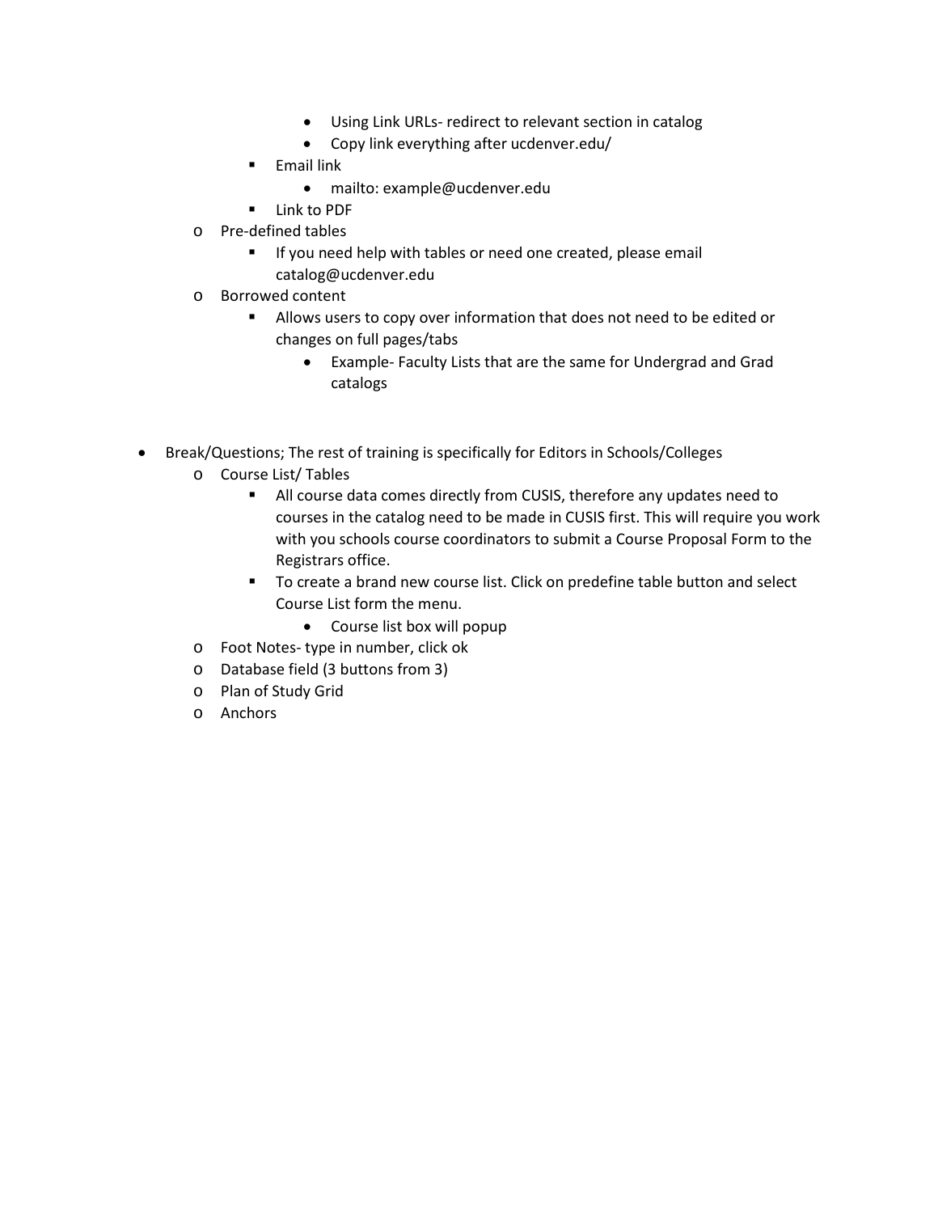- Using Link URLs- redirect to relevant section in catalog
            - Copy link everything after ucdenver.edu/
        - Email link
            - mailto: example@ucdenver.edu
        - Link to PDF
    - Pre-defined tables
        - If you need help with tables or need one created, please email catalog@ucdenver.edu
    - Borrowed content
        - Allows users to copy over information that does not need to be edited or changes on full pages/tabs
            - Example- Faculty Lists that are the same for Undergrad and Grad catalogs

- Break/Questions; The rest of training is specifically for Editors in Schools/Colleges
    - Course List/ Tables
        - All course data comes directly from CUSIS, therefore any updates need to courses in the catalog need to be made in CUSIS first. This will require you work with you schools course coordinators to submit a Course Proposal Form to the Registrars office.
        - To create a brand new course list. Click on predefine table button and select Course List form the menu.
            - Course list box will popup
    - Foot Notes- type in number, click ok
    - Database field (3 buttons from 3)
    - Plan of Study Grid
    - Anchors